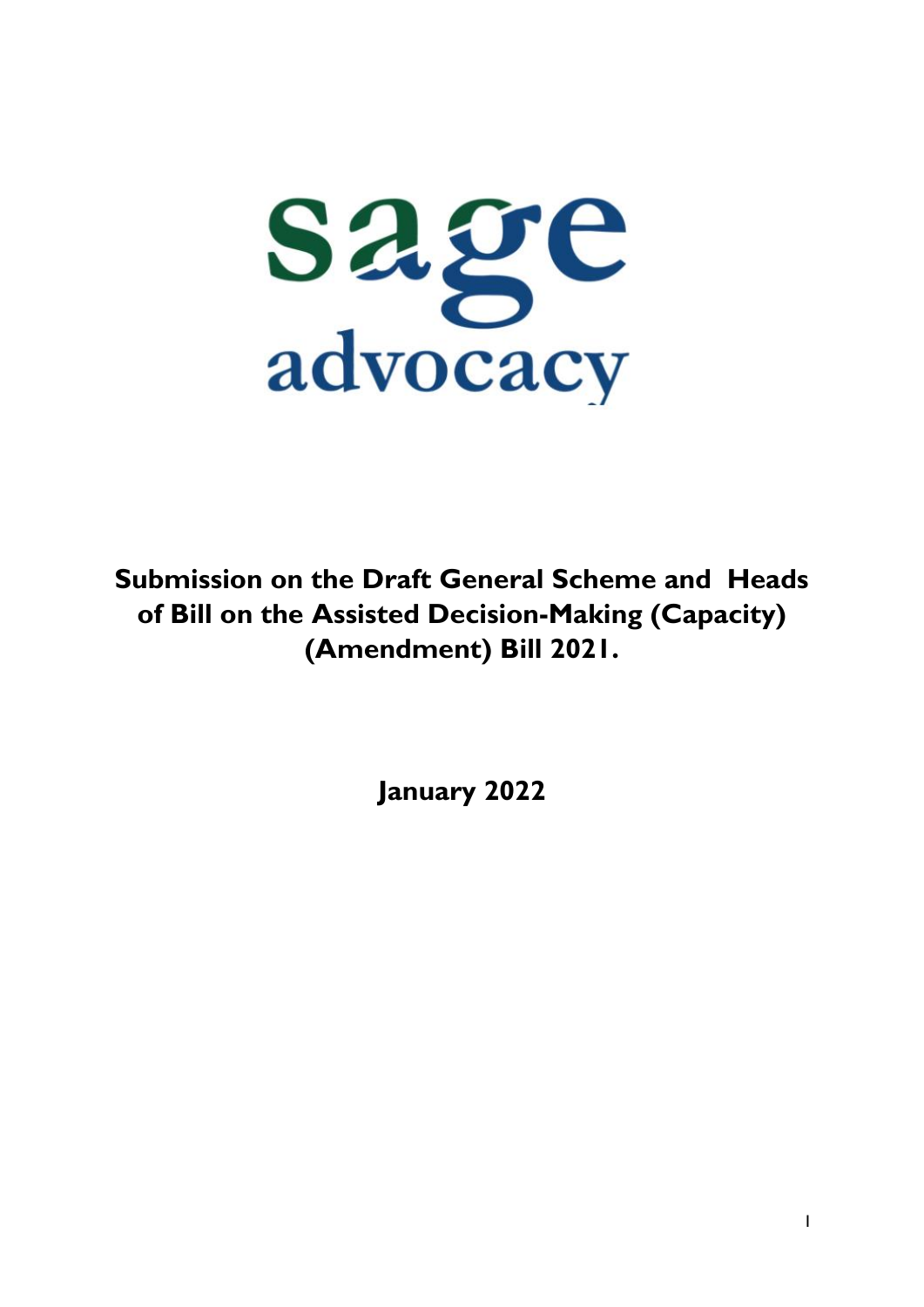sage advocacy

# Submission on the Draft General Scheme and Heads of Bill on the Assisted Decision-Making (Capacity) (Amendment) Bill 2021.

**January 2022**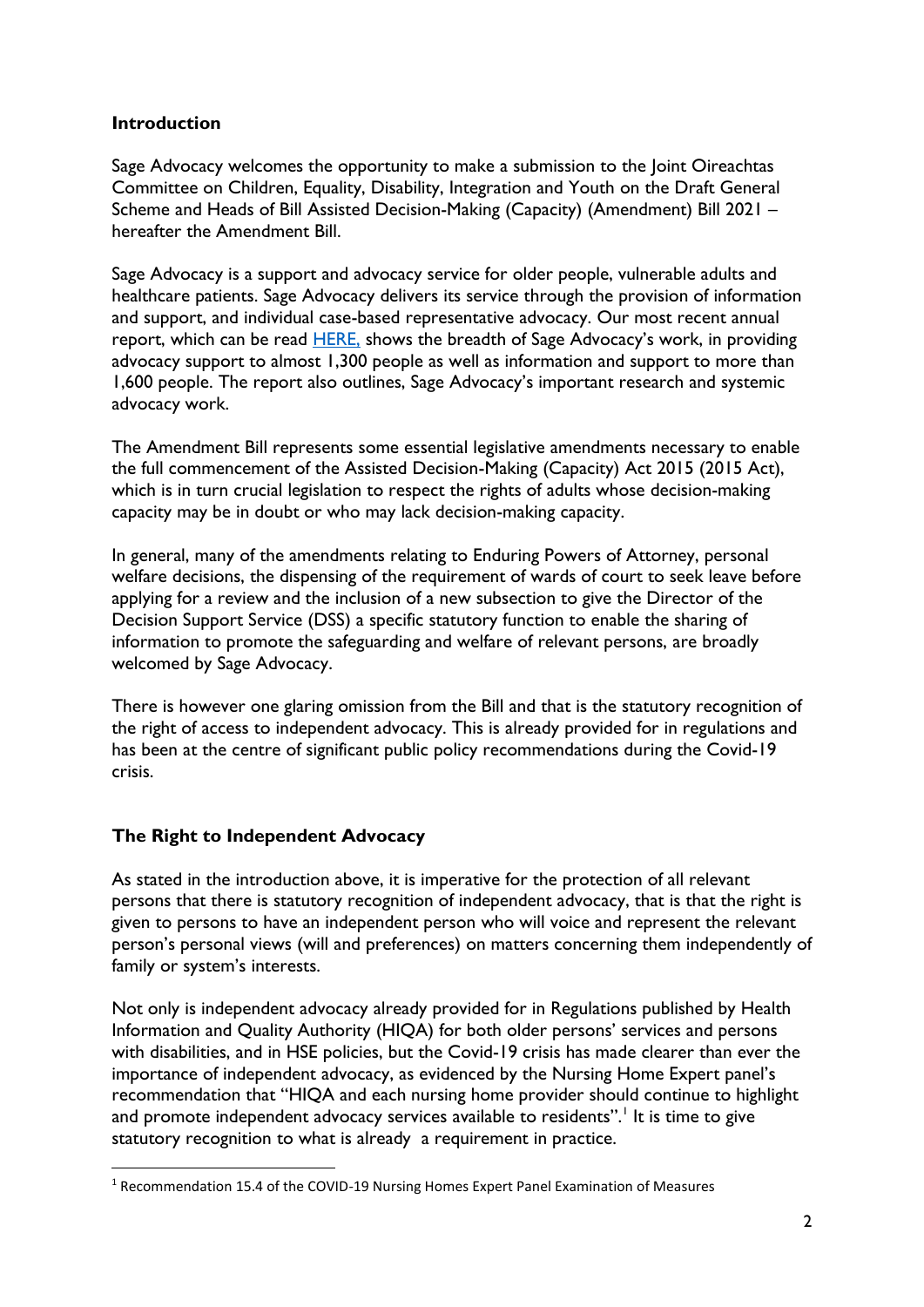## Introduction

Sage Advocacy welcomes the opportunity to make a submission to the Joint Oireachtas Committee on Children, Equality, Disability, Integration and Youth on the Draft General Scheme and Heads of Bill Assisted Decision-Making (Capacity) (Amendment) Bill 2021 – hereafter the Amendment Bill.

Sage Advocacy is a support and advocacy service for older people, vulnerable adults and healthcare patients. Sage Advocacy delivers its service through the provision of information and support, and individual case-based representative advocacy. Our most recent annual report, which can be read HERE, shows the breadth of Sage Advocacy's work, in providing advocacy support to almost 1,300 people as well as information and support to more than 1,600 people. The report also outlines, Sage Advocacy's important research and systemic advocacy work.

The Amendment Bill represents some essential legislative amendments necessary to enable the full commencement of the Assisted Decision-Making (Capacity) Act 2015 (2015 Act), which is in turn crucial legislation to respect the rights of adults whose decision-making capacity may be in doubt or who may lack decision-making capacity.

In general, many of the amendments relating to Enduring Powers of Attorney, personal welfare decisions, the dispensing of the requirement of wards of court to seek leave before applying for a review and the inclusion of a new subsection to give the Director of the Decision Support Service (DSS) a specific statutory function to enable the sharing of information to promote the safeguarding and welfare of relevant persons, are broadly welcomed by Sage Advocacy.

There is however one glaring omission from the Bill and that is the statutory recognition of the right of access to independent advocacy. This is already provided for in regulations and has been at the centre of significant public policy recommendations during the Covid-19 crisis.

## The Right to Independent Advocacy

As stated in the introduction above, it is imperative for the protection of all relevant persons that there is statutory recognition of independent advocacy, that is that the right is given to persons to have an independent person who will voice and represent the relevant person's personal views (will and preferences) on matters concerning them independently of family or system's interests.

Not only is independent advocacy already provided for in Regulations published by Health Information and Quality Authority (HIQA) for both older persons' services and persons with disabilities, and in HSE policies, but the Covid-19 crisis has made clearer than ever the importance of independent advocacy, as evidenced by the Nursing Home Expert panel's recommendation that "HIQA and each nursing home provider should continue to highlight and promote independent advocacy services available to residents".[1] It is time to give statutory recognition to what is already a requirement in practice.

[1] Recommendation 15.4 of the COVID-19 Nursing Homes Expert Panel Examination of Measures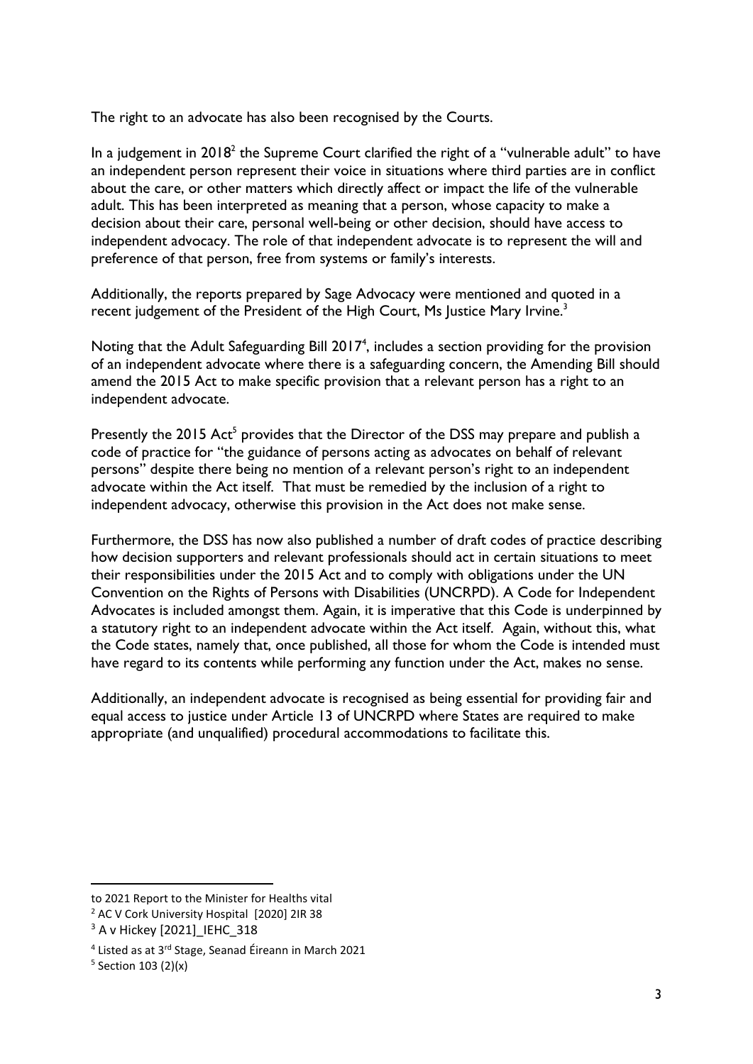The right to an advocate has also been recognised by the Courts.

In a judgement in 2018[2] the Supreme Court clarified the right of a "vulnerable adult" to have an independent person represent their voice in situations where third parties are in conflict about the care, or other matters which directly affect or impact the life of the vulnerable adult. This has been interpreted as meaning that a person, whose capacity to make a decision about their care, personal well-being or other decision, should have access to independent advocacy. The role of that independent advocate is to represent the will and preference of that person, free from systems or family's interests.

Additionally, the reports prepared by Sage Advocacy were mentioned and quoted in a recent judgement of the President of the High Court, Ms Justice Mary Irvine.[3]

Noting that the Adult Safeguarding Bill 2017[4], includes a section providing for the provision of an independent advocate where there is a safeguarding concern, the Amending Bill should amend the 2015 Act to make specific provision that a relevant person has a right to an independent advocate.

Presently the 2015 Act[5] provides that the Director of the DSS may prepare and publish a code of practice for "the guidance of persons acting as advocates on behalf of relevant persons" despite there being no mention of a relevant person's right to an independent advocate within the Act itself. That must be remedied by the inclusion of a right to independent advocacy, otherwise this provision in the Act does not make sense.

Furthermore, the DSS has now also published a number of draft codes of practice describing how decision supporters and relevant professionals should act in certain situations to meet their responsibilities under the 2015 Act and to comply with obligations under the UN Convention on the Rights of Persons with Disabilities (UNCRPD). A Code for Independent Advocates is included amongst them. Again, it is imperative that this Code is underpinned by a statutory right to an independent advocate within the Act itself. Again, without this, what the Code states, namely that, once published, all those for whom the Code is intended must have regard to its contents while performing any function under the Act, makes no sense.

Additionally, an independent advocate is recognised as being essential for providing fair and equal access to justice under Article 13 of UNCRPD where States are required to make appropriate (and unqualified) procedural accommodations to facilitate this.

---

to 2021 Report to the Minister for Healths vital

[2] AC V Cork University Hospital [2020] 2IR 38

[3] A v Hickey [2021]_IEHC_318

[4] Listed as at 3rd Stage, Seanad Éireann in March 2021

[5] Section 103 (2)(x)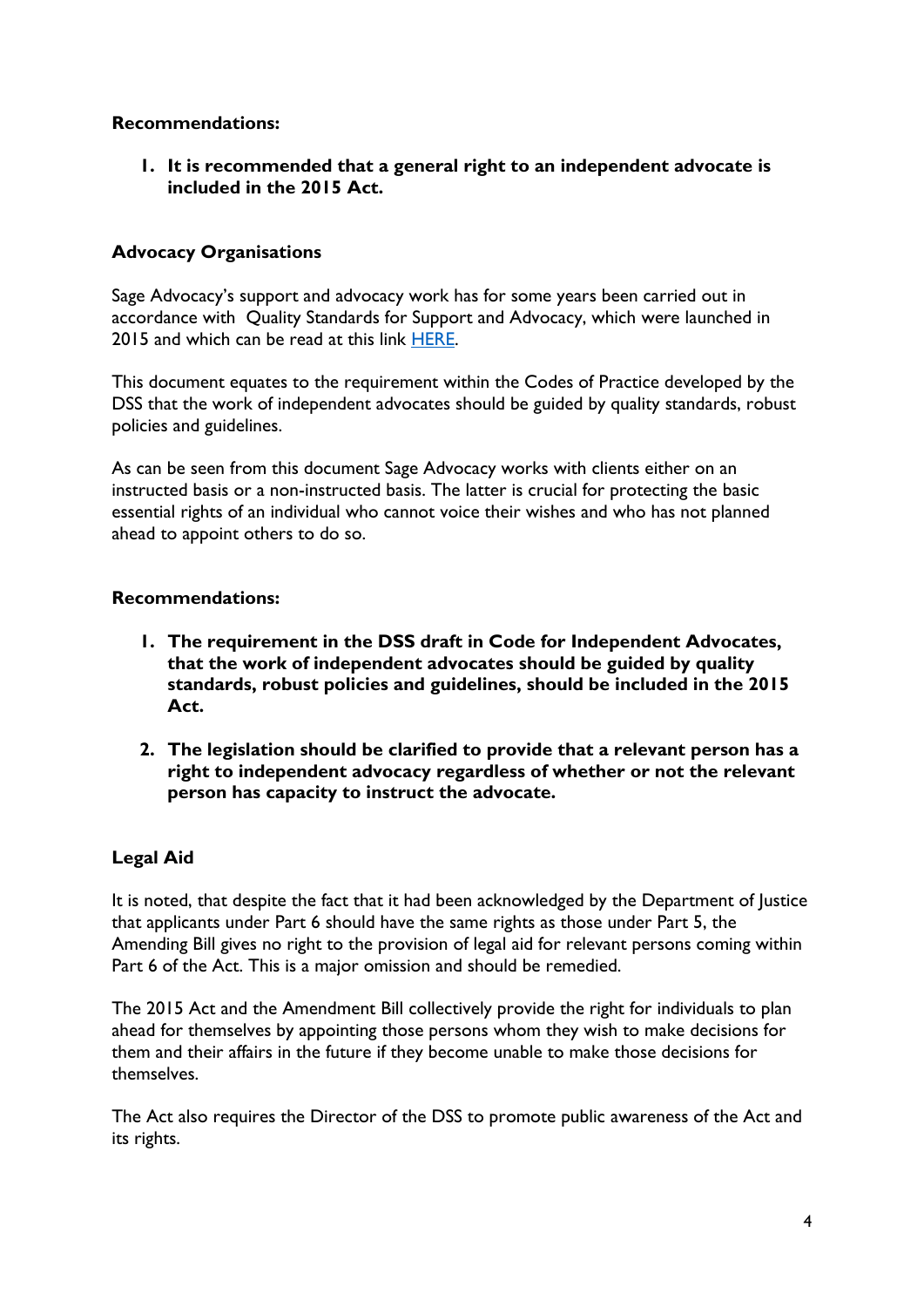**Recommendations:**

1. **It is recommended that a general right to an independent advocate is included in the 2015 Act.**

**Advocacy Organisations**

Sage Advocacy's support and advocacy work has for some years been carried out in accordance with Quality Standards for Support and Advocacy, which were launched in 2015 and which can be read at this link HERE.

This document equates to the requirement within the Codes of Practice developed by the DSS that the work of independent advocates should be guided by quality standards, robust policies and guidelines.

As can be seen from this document Sage Advocacy works with clients either on an instructed basis or a non-instructed basis. The latter is crucial for protecting the basic essential rights of an individual who cannot voice their wishes and who has not planned ahead to appoint others to do so.

**Recommendations:**

1. **The requirement in the DSS draft in Code for Independent Advocates, that the work of independent advocates should be guided by quality standards, robust policies and guidelines, should be included in the 2015 Act.**

2. **The legislation should be clarified to provide that a relevant person has a right to independent advocacy regardless of whether or not the relevant person has capacity to instruct the advocate.**

**Legal Aid**

It is noted, that despite the fact that it had been acknowledged by the Department of Justice that applicants under Part 6 should have the same rights as those under Part 5, the Amending Bill gives no right to the provision of legal aid for relevant persons coming within Part 6 of the Act. This is a major omission and should be remedied.

The 2015 Act and the Amendment Bill collectively provide the right for individuals to plan ahead for themselves by appointing those persons whom they wish to make decisions for them and their affairs in the future if they become unable to make those decisions for themselves.

The Act also requires the Director of the DSS to promote public awareness of the Act and its rights.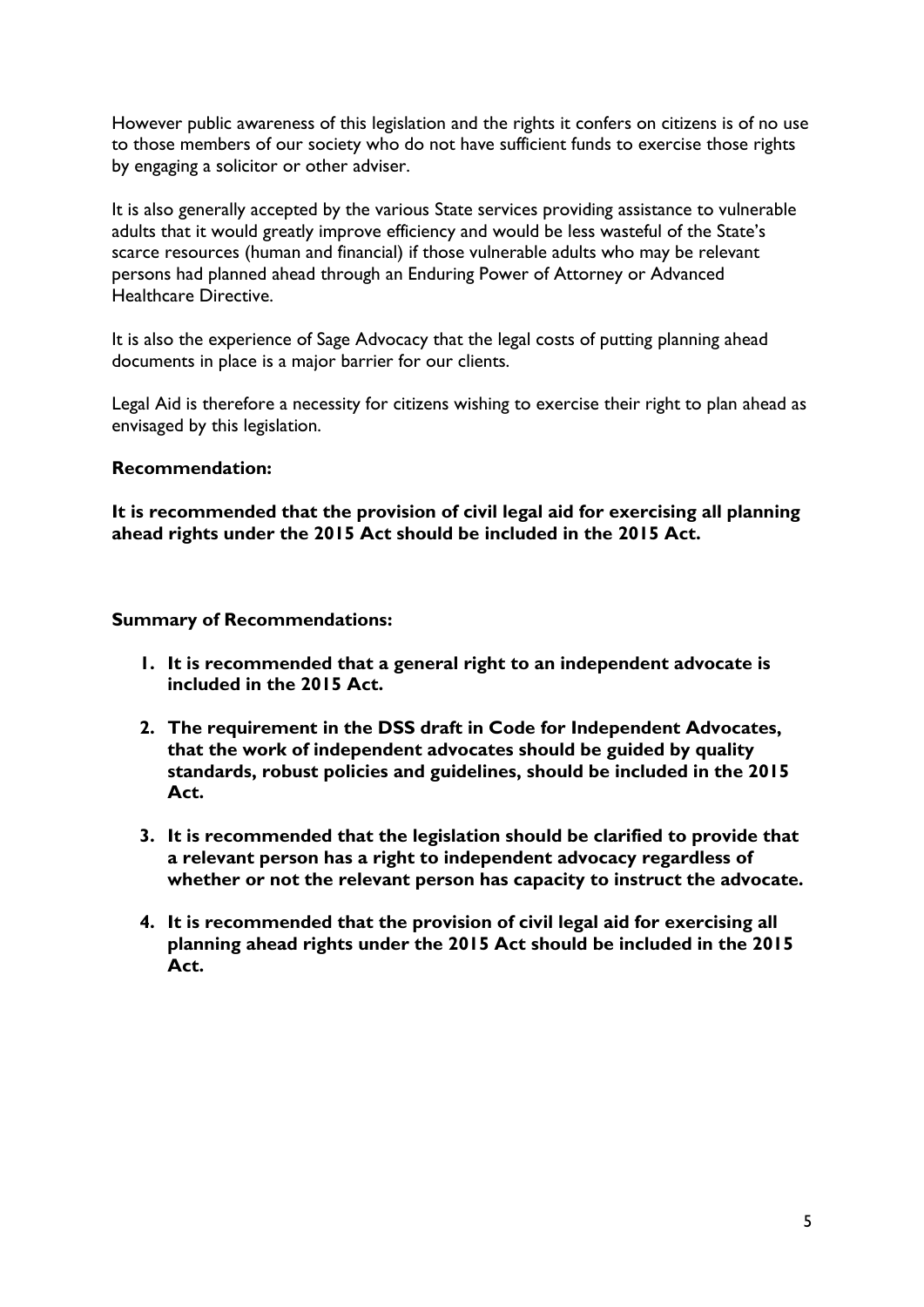However public awareness of this legislation and the rights it confers on citizens is of no use to those members of our society who do not have sufficient funds to exercise those rights by engaging a solicitor or other adviser.

It is also generally accepted by the various State services providing assistance to vulnerable adults that it would greatly improve efficiency and would be less wasteful of the State's scarce resources (human and financial) if those vulnerable adults who may be relevant persons had planned ahead through an Enduring Power of Attorney or Advanced Healthcare Directive.

It is also the experience of Sage Advocacy that the legal costs of putting planning ahead documents in place is a major barrier for our clients.

Legal Aid is therefore a necessity for citizens wishing to exercise their right to plan ahead as envisaged by this legislation.

**Recommendation:**

**It is recommended that the provision of civil legal aid for exercising all planning ahead rights under the 2015 Act should be included in the 2015 Act.**

**Summary of Recommendations:**

1. **It is recommended that a general right to an independent advocate is included in the 2015 Act.**
2. **The requirement in the DSS draft in Code for Independent Advocates, that the work of independent advocates should be guided by quality standards, robust policies and guidelines, should be included in the 2015 Act.**
3. **It is recommended that the legislation should be clarified to provide that a relevant person has a right to independent advocacy regardless of whether or not the relevant person has capacity to instruct the advocate.**
4. **It is recommended that the provision of civil legal aid for exercising all planning ahead rights under the 2015 Act should be included in the 2015 Act.**